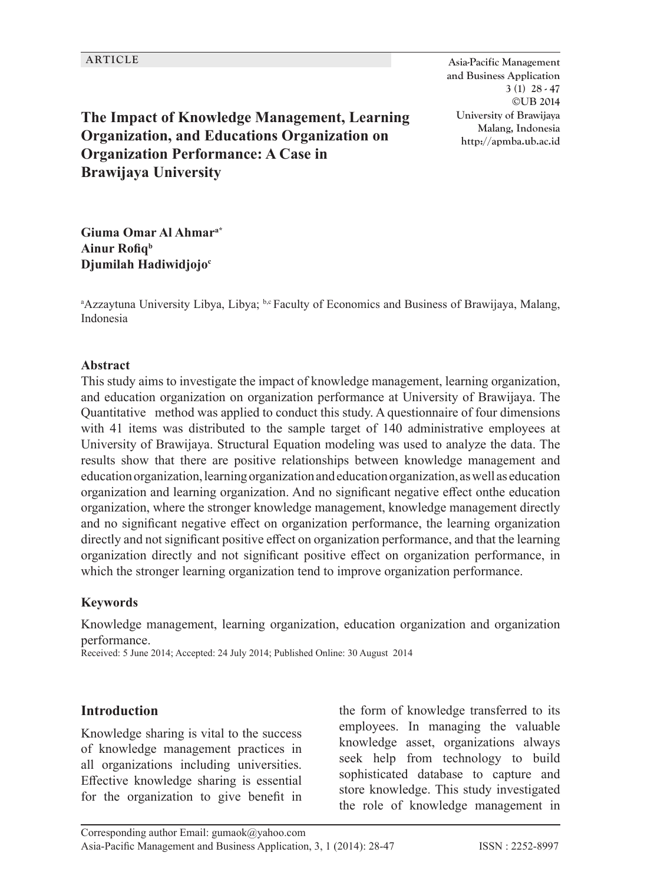ARTICLE

# The Impact of Knowledge Management, Learning Organization, and Educations Organization on Organization Performance: A Case in Brawijaya University

**Giuma Omar Al Ahmar**[a*]
**Ainur Rofiq**[b]
**Djumilah Hadiwidjojo**[c]

[a]Azzaytuna University Libya, Libya; [b,c] Faculty of Economics and Business of Brawijaya, Malang, Indonesia

### Abstract

This study aims to investigate the impact of knowledge management, learning organization, and education organization on organization performance at University of Brawijaya. The Quantitative method was applied to conduct this study. A questionnaire of four dimensions with 41 items was distributed to the sample target of 140 administrative employees at University of Brawijaya. Structural Equation modeling was used to analyze the data. The results show that there are positive relationships between knowledge management and education organization, learning organization and education organization, as well as education organization and learning organization. And no significant negative effect onthe education organization, where the stronger knowledge management, knowledge management directly and no significant negative effect on organization performance, the learning organization directly and not significant positive effect on organization performance, and that the learning organization directly and not significant positive effect on organization performance, in which the stronger learning organization tend to improve organization performance.

### Keywords

Knowledge management, learning organization, education organization and organization performance.

Received: 5 June 2014; Accepted: 24 July 2014; Published Online: 30 August 2014

## Introduction

Knowledge sharing is vital to the success of knowledge management practices in all organizations including universities. Effective knowledge sharing is essential for the organization to give benefit in the form of knowledge transferred to its employees. In managing the valuable knowledge asset, organizations always seek help from technology to build sophisticated database to capture and store knowledge. This study investigated the role of knowledge management in

Corresponding author Email: gumaok@yahoo.com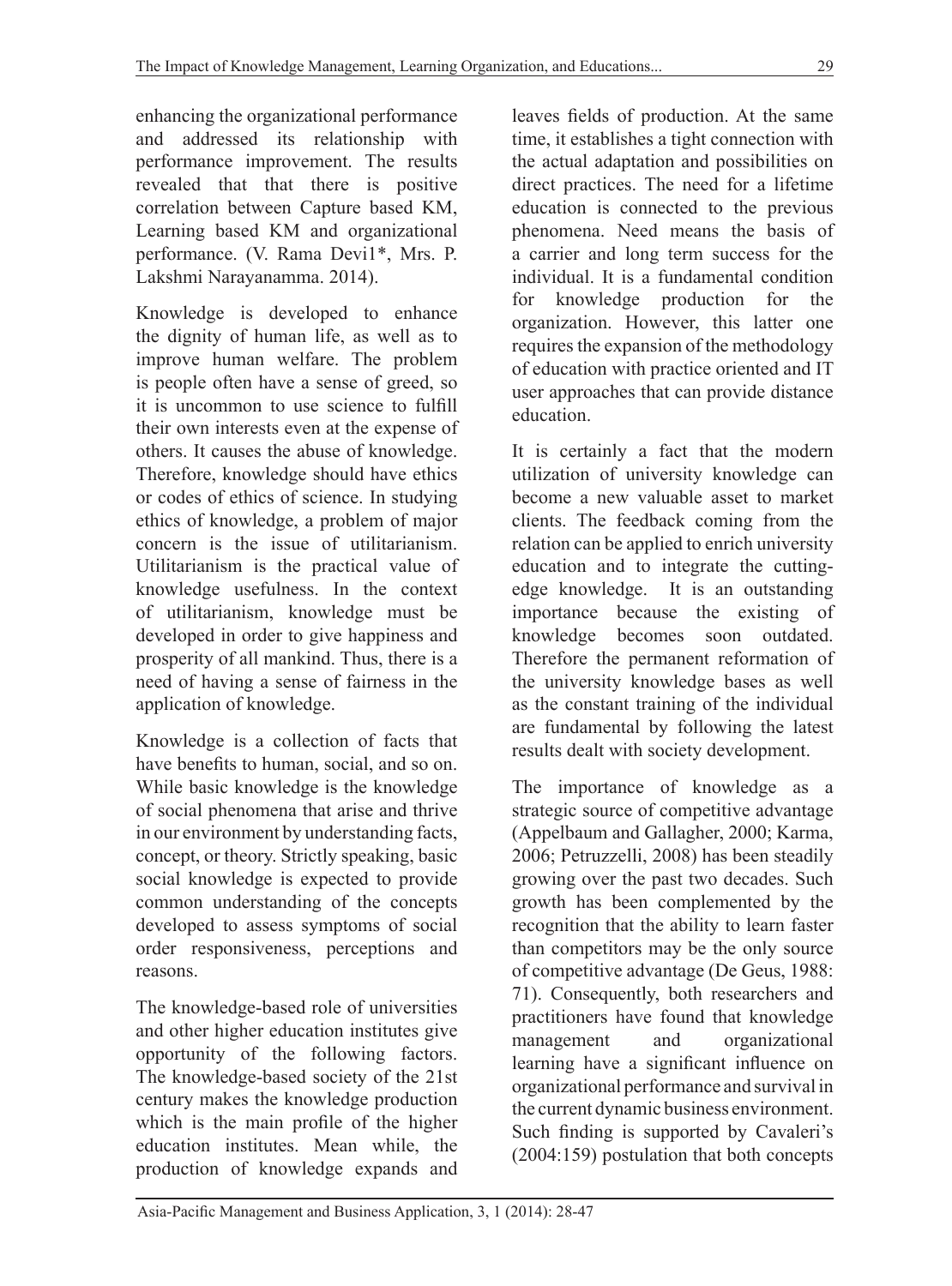enhancing the organizational performance and addressed its relationship with performance improvement. The results revealed that that there is positive correlation between Capture based KM, Learning based KM and organizational performance. (V. Rama Devi1*, Mrs. P. Lakshmi Narayanamma. 2014).

Knowledge is developed to enhance the dignity of human life, as well as to improve human welfare. The problem is people often have a sense of greed, so it is uncommon to use science to fulfill their own interests even at the expense of others. It causes the abuse of knowledge. Therefore, knowledge should have ethics or codes of ethics of science. In studying ethics of knowledge, a problem of major concern is the issue of utilitarianism. Utilitarianism is the practical value of knowledge usefulness. In the context of utilitarianism, knowledge must be developed in order to give happiness and prosperity of all mankind. Thus, there is a need of having a sense of fairness in the application of knowledge.

Knowledge is a collection of facts that have benefits to human, social, and so on. While basic knowledge is the knowledge of social phenomena that arise and thrive in our environment by understanding facts, concept, or theory. Strictly speaking, basic social knowledge is expected to provide common understanding of the concepts developed to assess symptoms of social order responsiveness, perceptions and reasons.

The knowledge-based role of universities and other higher education institutes give opportunity of the following factors. The knowledge-based society of the 21st century makes the knowledge production which is the main profile of the higher education institutes. Mean while, the production of knowledge expands and leaves fields of production. At the same time, it establishes a tight connection with the actual adaptation and possibilities on direct practices. The need for a lifetime education is connected to the previous phenomena. Need means the basis of a carrier and long term success for the individual. It is a fundamental condition for knowledge production for the organization. However, this latter one requires the expansion of the methodology of education with practice oriented and IT user approaches that can provide distance education.

It is certainly a fact that the modern utilization of university knowledge can become a new valuable asset to market clients. The feedback coming from the relation can be applied to enrich university education and to integrate the cutting-edge knowledge. It is an outstanding importance because the existing of knowledge becomes soon outdated. Therefore the permanent reformation of the university knowledge bases as well as the constant training of the individual are fundamental by following the latest results dealt with society development.

The importance of knowledge as a strategic source of competitive advantage (Appelbaum and Gallagher, 2000; Karma, 2006; Petruzzelli, 2008) has been steadily growing over the past two decades. Such growth has been complemented by the recognition that the ability to learn faster than competitors may be the only source of competitive advantage (De Geus, 1988: 71). Consequently, both researchers and practitioners have found that knowledge management and organizational learning have a significant influence on organizational performance and survival in the current dynamic business environment. Such finding is supported by Cavaleri's (2004:159) postulation that both concepts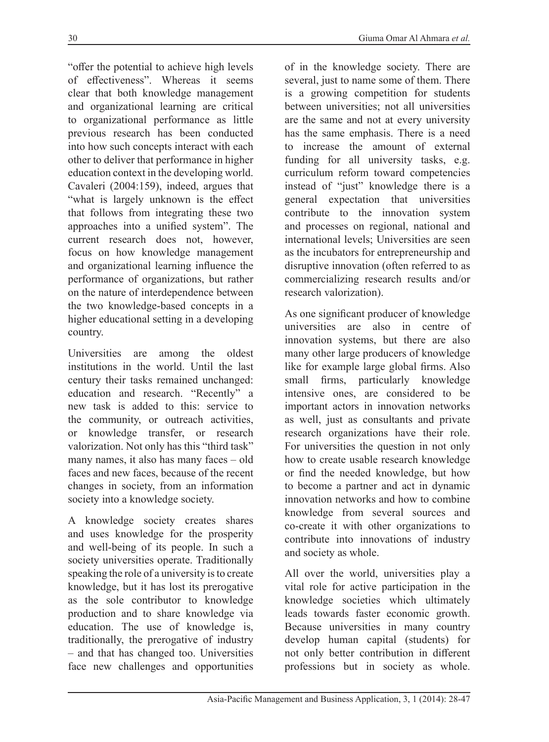"offer the potential to achieve high levels of effectiveness". Whereas it seems clear that both knowledge management and organizational learning are critical to organizational performance as little previous research has been conducted into how such concepts interact with each other to deliver that performance in higher education context in the developing world. Cavaleri (2004:159), indeed, argues that "what is largely unknown is the effect that follows from integrating these two approaches into a unified system". The current research does not, however, focus on how knowledge management and organizational learning influence the performance of organizations, but rather on the nature of interdependence between the two knowledge-based concepts in a higher educational setting in a developing country.

Universities are among the oldest institutions in the world. Until the last century their tasks remained unchanged: education and research. "Recently" a new task is added to this: service to the community, or outreach activities, or knowledge transfer, or research valorization. Not only has this "third task" many names, it also has many faces – old faces and new faces, because of the recent changes in society, from an information society into a knowledge society.

A knowledge society creates shares and uses knowledge for the prosperity and well-being of its people. In such a society universities operate. Traditionally speaking the role of a university is to create knowledge, but it has lost its prerogative as the sole contributor to knowledge production and to share knowledge via education. The use of knowledge is, traditionally, the prerogative of industry – and that has changed too. Universities face new challenges and opportunities of in the knowledge society. There are several, just to name some of them. There is a growing competition for students between universities; not all universities are the same and not at every university has the same emphasis. There is a need to increase the amount of external funding for all university tasks, e.g. curriculum reform toward competencies instead of "just" knowledge there is a general expectation that universities contribute to the innovation system and processes on regional, national and international levels; Universities are seen as the incubators for entrepreneurship and disruptive innovation (often referred to as commercializing research results and/or research valorization).

As one significant producer of knowledge universities are also in centre of innovation systems, but there are also many other large producers of knowledge like for example large global firms. Also small firms, particularly knowledge intensive ones, are considered to be important actors in innovation networks as well, just as consultants and private research organizations have their role. For universities the question in not only how to create usable research knowledge or find the needed knowledge, but how to become a partner and act in dynamic innovation networks and how to combine knowledge from several sources and co-create it with other organizations to contribute into innovations of industry and society as whole.

All over the world, universities play a vital role for active participation in the knowledge societies which ultimately leads towards faster economic growth. Because universities in many country develop human capital (students) for not only better contribution in different professions but in society as whole.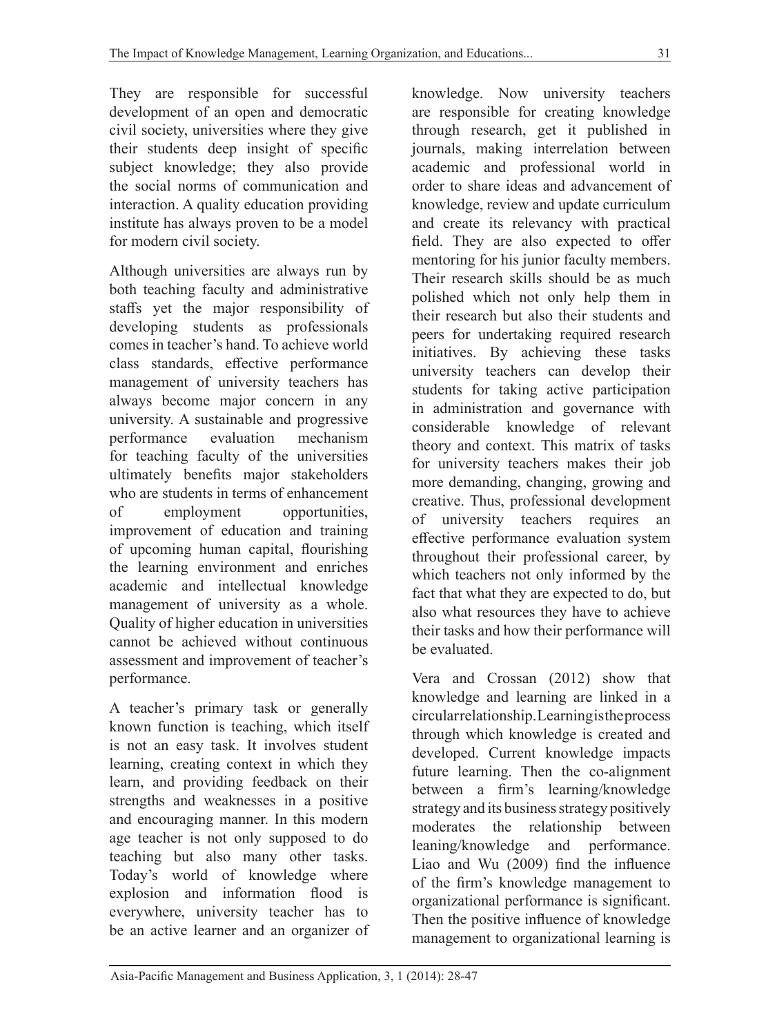They are responsible for successful development of an open and democratic civil society, universities where they give their students deep insight of specific subject knowledge; they also provide the social norms of communication and interaction. A quality education providing institute has always proven to be a model for modern civil society.

Although universities are always run by both teaching faculty and administrative staffs yet the major responsibility of developing students as professionals comes in teacher's hand. To achieve world class standards, effective performance management of university teachers has always become major concern in any university. A sustainable and progressive performance evaluation mechanism for teaching faculty of the universities ultimately benefits major stakeholders who are students in terms of enhancement of employment opportunities, improvement of education and training of upcoming human capital, flourishing the learning environment and enriches academic and intellectual knowledge management of university as a whole. Quality of higher education in universities cannot be achieved without continuous assessment and improvement of teacher's performance.

A teacher's primary task or generally known function is teaching, which itself is not an easy task. It involves student learning, creating context in which they learn, and providing feedback on their strengths and weaknesses in a positive and encouraging manner. In this modern age teacher is not only supposed to do teaching but also many other tasks. Today's world of knowledge where explosion and information flood is everywhere, university teacher has to be an active learner and an organizer of knowledge. Now university teachers are responsible for creating knowledge through research, get it published in journals, making interrelation between academic and professional world in order to share ideas and advancement of knowledge, review and update curriculum and create its relevancy with practical field. They are also expected to offer mentoring for his junior faculty members. Their research skills should be as much polished which not only help them in their research but also their students and peers for undertaking required research initiatives. By achieving these tasks university teachers can develop their students for taking active participation in administration and governance with considerable knowledge of relevant theory and context. This matrix of tasks for university teachers makes their job more demanding, changing, growing and creative. Thus, professional development of university teachers requires an effective performance evaluation system throughout their professional career, by which teachers not only informed by the fact that what they are expected to do, but also what resources they have to achieve their tasks and how their performance will be evaluated.

Vera and Crossan (2012) show that knowledge and learning are linked in a circular relationship. Learning is the process through which knowledge is created and developed. Current knowledge impacts future learning. Then the co-alignment between a firm's learning/knowledge strategy and its business strategy positively moderates the relationship between leaning/knowledge and performance. Liao and Wu (2009) find the influence of the firm's knowledge management to organizational performance is significant. Then the positive influence of knowledge management to organizational learning is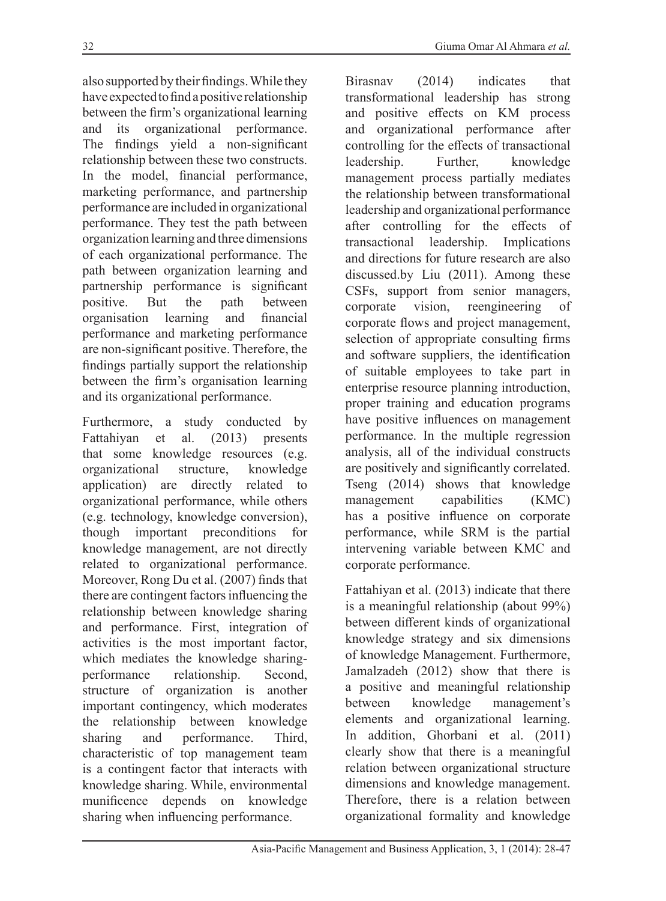also supported by their findings. While they have expected to find a positive relationship between the firm's organizational learning and its organizational performance. The findings yield a non-significant relationship between these two constructs. In the model, financial performance, marketing performance, and partnership performance are included in organizational performance. They test the path between organization learning and three dimensions of each organizational performance. The path between organization learning and partnership performance is significant positive. But the path between organisation learning and financial performance and marketing performance are non-significant positive. Therefore, the findings partially support the relationship between the firm's organisation learning and its organizational performance.

Furthermore, a study conducted by Fattahiyan et al. (2013) presents that some knowledge resources (e.g. organizational structure, knowledge application) are directly related to organizational performance, while others (e.g. technology, knowledge conversion), though important preconditions for knowledge management, are not directly related to organizational performance. Moreover, Rong Du et al. (2007) finds that there are contingent factors influencing the relationship between knowledge sharing and performance. First, integration of activities is the most important factor, which mediates the knowledge sharing-performance relationship. Second, structure of organization is another important contingency, which moderates the relationship between knowledge sharing and performance. Third, characteristic of top management team is a contingent factor that interacts with knowledge sharing. While, environmental munificence depends on knowledge sharing when influencing performance.

Birasnav (2014) indicates that transformational leadership has strong and positive effects on KM process and organizational performance after controlling for the effects of transactional leadership. Further, knowledge management process partially mediates the relationship between transformational leadership and organizational performance after controlling for the effects of transactional leadership. Implications and directions for future research are also discussed.by Liu (2011). Among these CSFs, support from senior managers, corporate vision, reengineering of corporate flows and project management, selection of appropriate consulting firms and software suppliers, the identification of suitable employees to take part in enterprise resource planning introduction, proper training and education programs have positive influences on management performance. In the multiple regression analysis, all of the individual constructs are positively and significantly correlated. Tseng (2014) shows that knowledge management capabilities (KMC) has a positive influence on corporate performance, while SRM is the partial intervening variable between KMC and corporate performance.

Fattahiyan et al. (2013) indicate that there is a meaningful relationship (about 99%) between different kinds of organizational knowledge strategy and six dimensions of knowledge Management. Furthermore, Jamalzadeh (2012) show that there is a positive and meaningful relationship between knowledge management's elements and organizational learning. In addition, Ghorbani et al. (2011) clearly show that there is a meaningful relation between organizational structure dimensions and knowledge management. Therefore, there is a relation between organizational formality and knowledge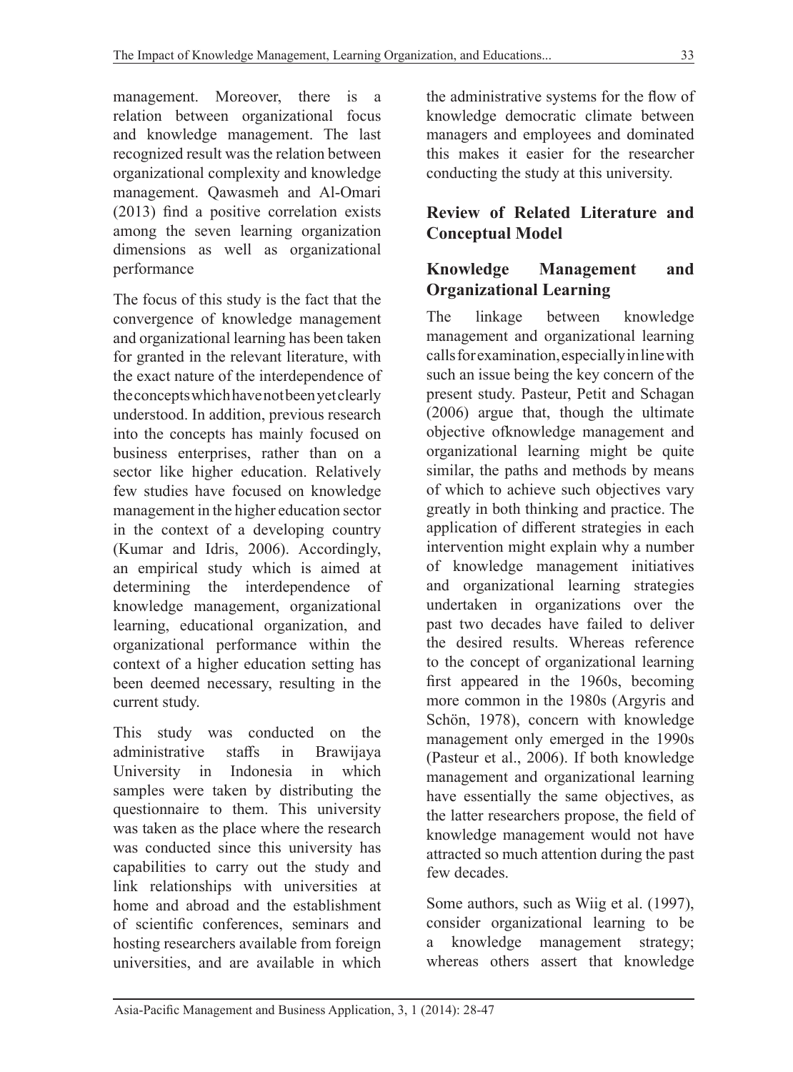management. Moreover, there is a relation between organizational focus and knowledge management. The last recognized result was the relation between organizational complexity and knowledge management. Qawasmeh and Al-Omari (2013) find a positive correlation exists among the seven learning organization dimensions as well as organizational performance

The focus of this study is the fact that the convergence of knowledge management and organizational learning has been taken for granted in the relevant literature, with the exact nature of the interdependence of the concepts which have not been yet clearly understood. In addition, previous research into the concepts has mainly focused on business enterprises, rather than on a sector like higher education. Relatively few studies have focused on knowledge management in the higher education sector in the context of a developing country (Kumar and Idris, 2006). Accordingly, an empirical study which is aimed at determining the interdependence of knowledge management, organizational learning, educational organization, and organizational performance within the context of a higher education setting has been deemed necessary, resulting in the current study.

This study was conducted on the administrative staffs in Brawijaya University in Indonesia in which samples were taken by distributing the questionnaire to them. This university was taken as the place where the research was conducted since this university has capabilities to carry out the study and link relationships with universities at home and abroad and the establishment of scientific conferences, seminars and hosting researchers available from foreign universities, and are available in which the administrative systems for the flow of knowledge democratic climate between managers and employees and dominated this makes it easier for the researcher conducting the study at this university.

## Review of Related Literature and Conceptual Model

### Knowledge Management and Organizational Learning

The linkage between knowledge management and organizational learning calls for examination, especially in line with such an issue being the key concern of the present study. Pasteur, Petit and Schagan (2006) argue that, though the ultimate objective ofknowledge management and organizational learning might be quite similar, the paths and methods by means of which to achieve such objectives vary greatly in both thinking and practice. The application of different strategies in each intervention might explain why a number of knowledge management initiatives and organizational learning strategies undertaken in organizations over the past two decades have failed to deliver the desired results. Whereas reference to the concept of organizational learning first appeared in the 1960s, becoming more common in the 1980s (Argyris and Schön, 1978), concern with knowledge management only emerged in the 1990s (Pasteur et al., 2006). If both knowledge management and organizational learning have essentially the same objectives, as the latter researchers propose, the field of knowledge management would not have attracted so much attention during the past few decades.

Some authors, such as Wiig et al. (1997), consider organizational learning to be a knowledge management strategy; whereas others assert that knowledge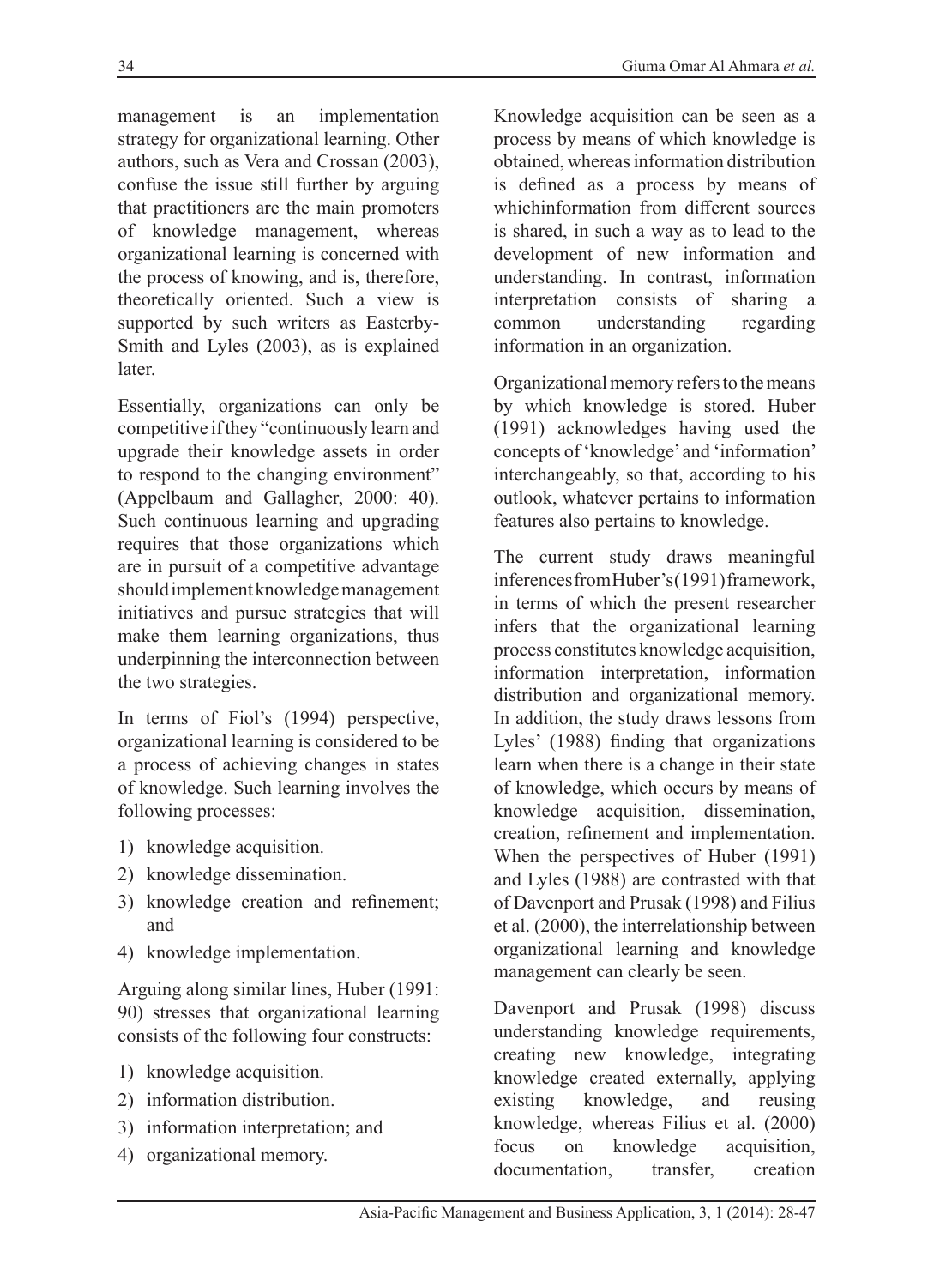management is an implementation strategy for organizational learning. Other authors, such as Vera and Crossan (2003), confuse the issue still further by arguing that practitioners are the main promoters of knowledge management, whereas organizational learning is concerned with the process of knowing, and is, therefore, theoretically oriented. Such a view is supported by such writers as Easterby-Smith and Lyles (2003), as is explained later.

Essentially, organizations can only be competitive if they "continuously learn and upgrade their knowledge assets in order to respond to the changing environment" (Appelbaum and Gallagher, 2000: 40). Such continuous learning and upgrading requires that those organizations which are in pursuit of a competitive advantage should implement knowledge management initiatives and pursue strategies that will make them learning organizations, thus underpinning the interconnection between the two strategies.

In terms of Fiol's (1994) perspective, organizational learning is considered to be a process of achieving changes in states of knowledge. Such learning involves the following processes:

1) knowledge acquisition.
2) knowledge dissemination.
3) knowledge creation and refinement; and
4) knowledge implementation.

Arguing along similar lines, Huber (1991: 90) stresses that organizational learning consists of the following four constructs:

1) knowledge acquisition.
2) information distribution.
3) information interpretation; and
4) organizational memory.

Knowledge acquisition can be seen as a process by means of which knowledge is obtained, whereas information distribution is defined as a process by means of whichinformation from different sources is shared, in such a way as to lead to the development of new information and understanding. In contrast, information interpretation consists of sharing a common understanding regarding information in an organization.

Organizational memory refers to the means by which knowledge is stored. Huber (1991) acknowledges having used the concepts of 'knowledge' and 'information' interchangeably, so that, according to his outlook, whatever pertains to information features also pertains to knowledge.

The current study draws meaningful inferences from Huber's (1991) framework, in terms of which the present researcher infers that the organizational learning process constitutes knowledge acquisition, information interpretation, information distribution and organizational memory. In addition, the study draws lessons from Lyles' (1988) finding that organizations learn when there is a change in their state of knowledge, which occurs by means of knowledge acquisition, dissemination, creation, refinement and implementation. When the perspectives of Huber (1991) and Lyles (1988) are contrasted with that of Davenport and Prusak (1998) and Filius et al. (2000), the interrelationship between organizational learning and knowledge management can clearly be seen.

Davenport and Prusak (1998) discuss understanding knowledge requirements, creating new knowledge, integrating knowledge created externally, applying existing knowledge, and reusing knowledge, whereas Filius et al. (2000) focus on knowledge acquisition, documentation, transfer, creation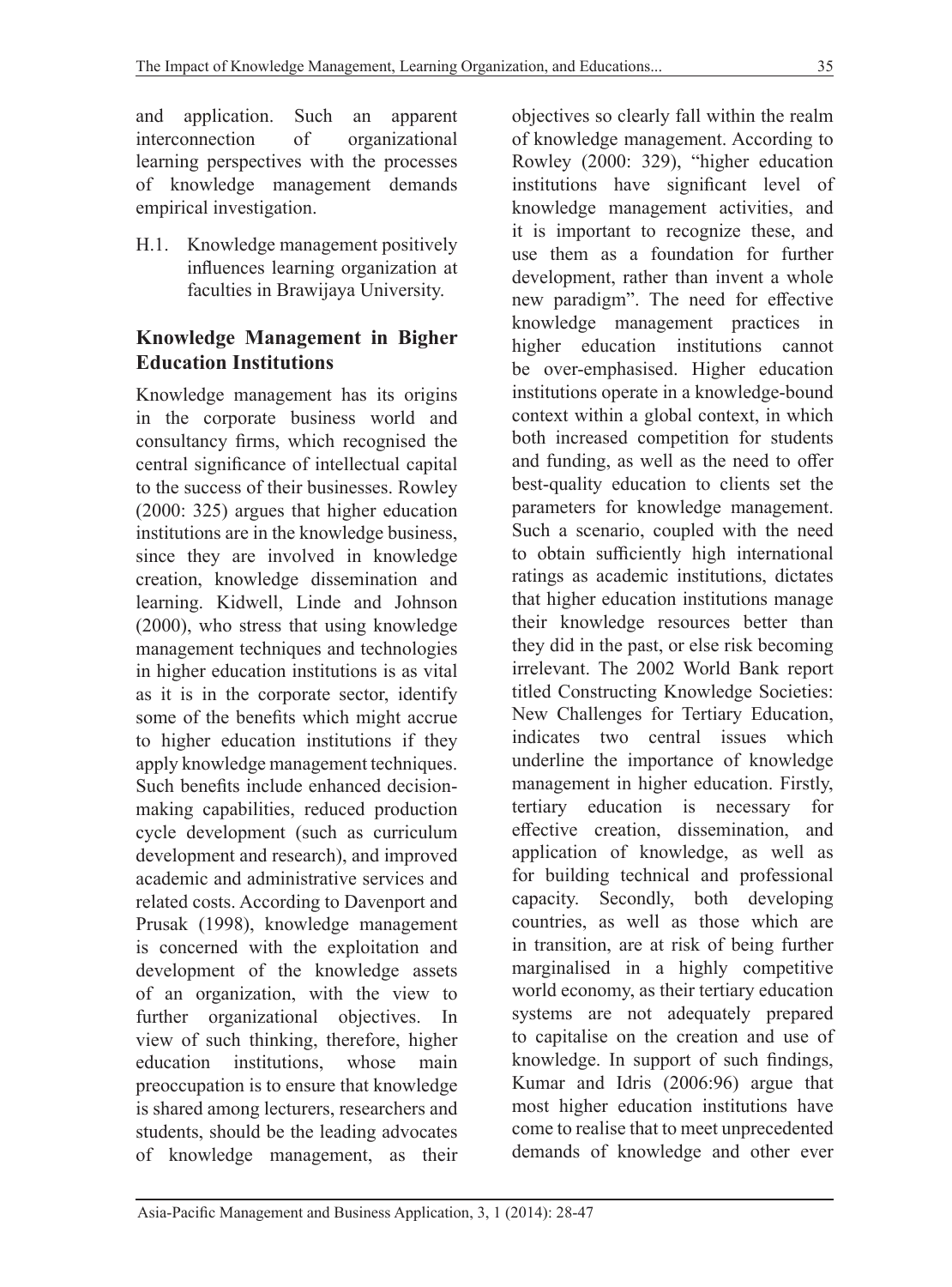and application. Such an apparent interconnection of organizational learning perspectives with the processes of knowledge management demands empirical investigation.

H.1. Knowledge management positively influences learning organization at faculties in Brawijaya University.

## Knowledge Management in Bigher Education Institutions

Knowledge management has its origins in the corporate business world and consultancy firms, which recognised the central significance of intellectual capital to the success of their businesses. Rowley (2000: 325) argues that higher education institutions are in the knowledge business, since they are involved in knowledge creation, knowledge dissemination and learning. Kidwell, Linde and Johnson (2000), who stress that using knowledge management techniques and technologies in higher education institutions is as vital as it is in the corporate sector, identify some of the benefits which might accrue to higher education institutions if they apply knowledge management techniques. Such benefits include enhanced decision-making capabilities, reduced production cycle development (such as curriculum development and research), and improved academic and administrative services and related costs. According to Davenport and Prusak (1998), knowledge management is concerned with the exploitation and development of the knowledge assets of an organization, with the view to further organizational objectives. In view of such thinking, therefore, higher education institutions, whose main preoccupation is to ensure that knowledge is shared among lecturers, researchers and students, should be the leading advocates of knowledge management, as their objectives so clearly fall within the realm of knowledge management. According to Rowley (2000: 329), "higher education institutions have significant level of knowledge management activities, and it is important to recognize these, and use them as a foundation for further development, rather than invent a whole new paradigm". The need for effective knowledge management practices in higher education institutions cannot be over-emphasised. Higher education institutions operate in a knowledge-bound context within a global context, in which both increased competition for students and funding, as well as the need to offer best-quality education to clients set the parameters for knowledge management. Such a scenario, coupled with the need to obtain sufficiently high international ratings as academic institutions, dictates that higher education institutions manage their knowledge resources better than they did in the past, or else risk becoming irrelevant. The 2002 World Bank report titled Constructing Knowledge Societies: New Challenges for Tertiary Education, indicates two central issues which underline the importance of knowledge management in higher education. Firstly, tertiary education is necessary for effective creation, dissemination, and application of knowledge, as well as for building technical and professional capacity. Secondly, both developing countries, as well as those which are in transition, are at risk of being further marginalised in a highly competitive world economy, as their tertiary education systems are not adequately prepared to capitalise on the creation and use of knowledge. In support of such findings, Kumar and Idris (2006:96) argue that most higher education institutions have come to realise that to meet unprecedented demands of knowledge and other ever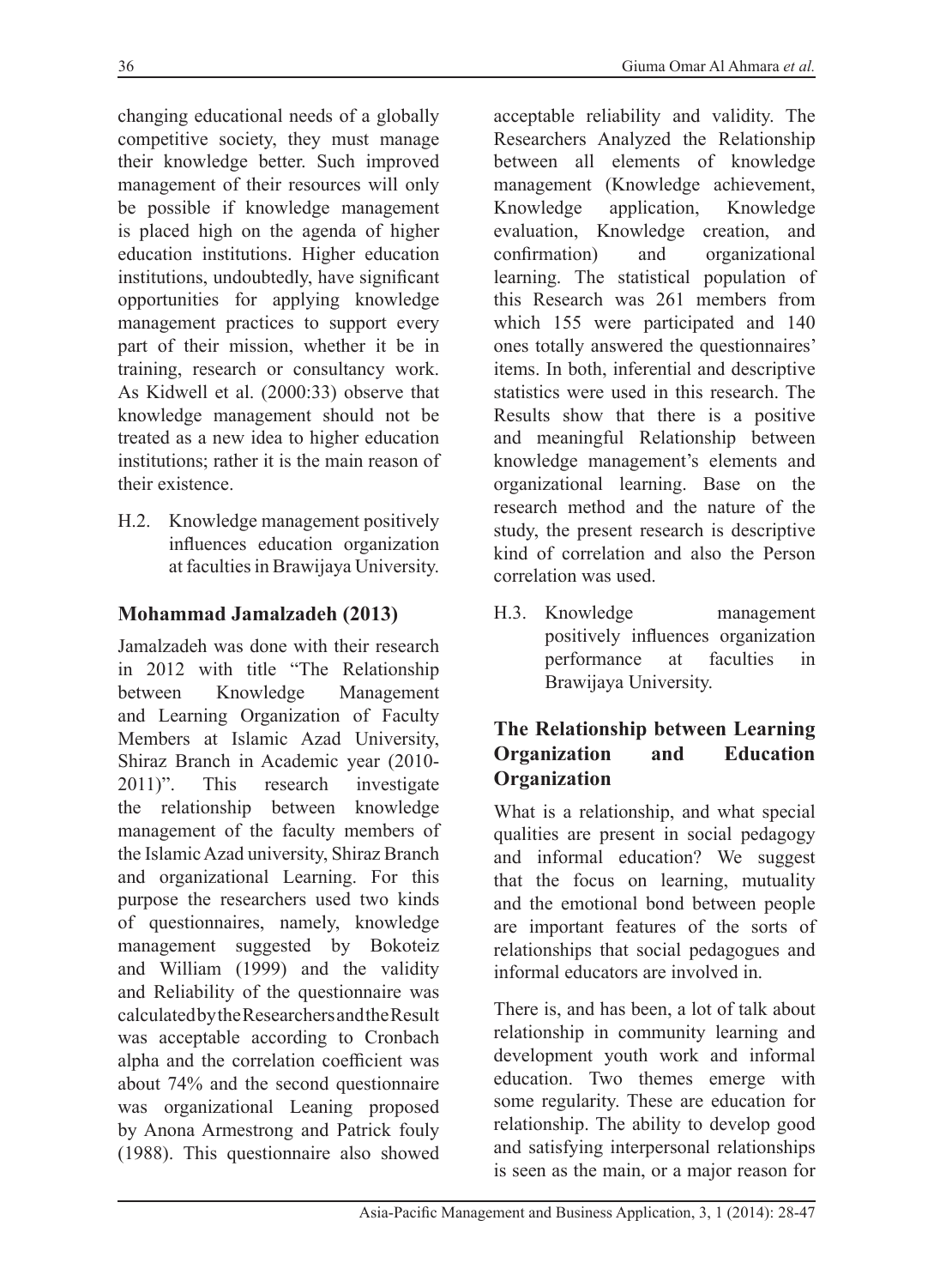changing educational needs of a globally competitive society, they must manage their knowledge better. Such improved management of their resources will only be possible if knowledge management is placed high on the agenda of higher education institutions. Higher education institutions, undoubtedly, have significant opportunities for applying knowledge management practices to support every part of their mission, whether it be in training, research or consultancy work. As Kidwell et al. (2000:33) observe that knowledge management should not be treated as a new idea to higher education institutions; rather it is the main reason of their existence.

H.2. Knowledge management positively influences education organization at faculties in Brawijaya University.

## Mohammad Jamalzadeh (2013)

Jamalzadeh was done with their research in 2012 with title "The Relationship between Knowledge Management and Learning Organization of Faculty Members at Islamic Azad University, Shiraz Branch in Academic year (2010-2011)". This research investigate the relationship between knowledge management of the faculty members of the Islamic Azad university, Shiraz Branch and organizational Learning. For this purpose the researchers used two kinds of questionnaires, namely, knowledge management suggested by Bokoteiz and William (1999) and the validity and Reliability of the questionnaire was calculated by the Researchers and the Result was acceptable according to Cronbach alpha and the correlation coefficient was about 74% and the second questionnaire was organizational Leaning proposed by Anona Armestrong and Patrick fouly (1988). This questionnaire also showed acceptable reliability and validity. The Researchers Analyzed the Relationship between all elements of knowledge management (Knowledge achievement, Knowledge application, Knowledge evaluation, Knowledge creation, and confirmation) and organizational learning. The statistical population of this Research was 261 members from which 155 were participated and 140 ones totally answered the questionnaires' items. In both, inferential and descriptive statistics were used in this research. The Results show that there is a positive and meaningful Relationship between knowledge management's elements and organizational learning. Base on the research method and the nature of the study, the present research is descriptive kind of correlation and also the Person correlation was used.

H.3. Knowledge management positively influences organization performance at faculties in Brawijaya University.

## The Relationship between Learning Organization and Education Organization

What is a relationship, and what special qualities are present in social pedagogy and informal education? We suggest that the focus on learning, mutuality and the emotional bond between people are important features of the sorts of relationships that social pedagogues and informal educators are involved in.

There is, and has been, a lot of talk about relationship in community learning and development youth work and informal education. Two themes emerge with some regularity. These are education for relationship. The ability to develop good and satisfying interpersonal relationships is seen as the main, or a major reason for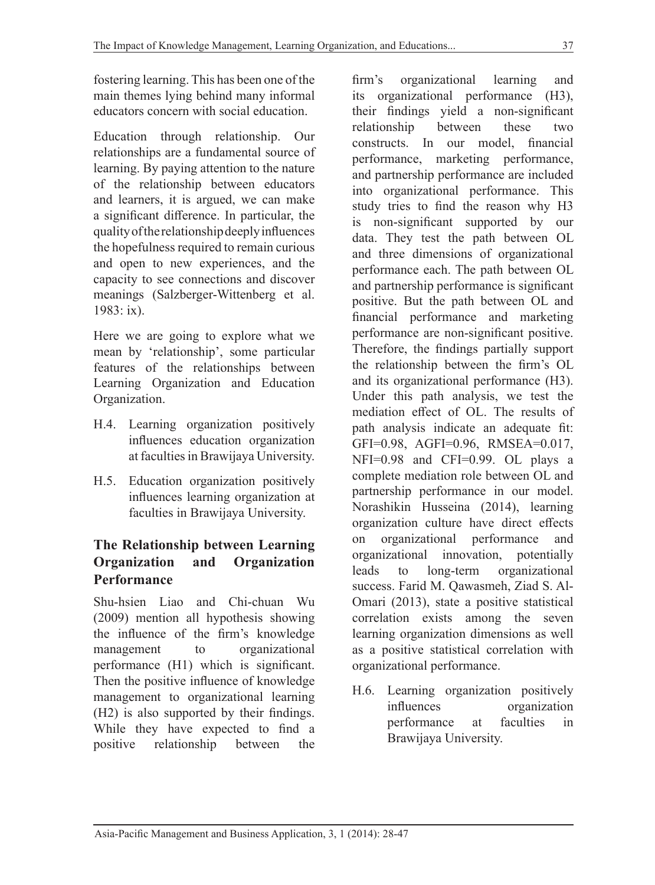fostering learning. This has been one of the main themes lying behind many informal educators concern with social education.

Education through relationship. Our relationships are a fundamental source of learning. By paying attention to the nature of the relationship between educators and learners, it is argued, we can make a significant difference. In particular, the quality of the relationship deeply influences the hopefulness required to remain curious and open to new experiences, and the capacity to see connections and discover meanings (Salzberger-Wittenberg et al. 1983: ix).

Here we are going to explore what we mean by 'relationship', some particular features of the relationships between Learning Organization and Education Organization.

- H.4. Learning organization positively influences education organization at faculties in Brawijaya University.
- H.5. Education organization positively influences learning organization at faculties in Brawijaya University.

## The Relationship between Learning Organization and Organization Performance

Shu-hsien Liao and Chi-chuan Wu (2009) mention all hypothesis showing the influence of the firm's knowledge management to organizational performance (H1) which is significant. Then the positive influence of knowledge management to organizational learning (H2) is also supported by their findings. While they have expected to find a positive relationship between the firm's organizational learning and its organizational performance (H3), their findings yield a non-significant relationship between these two constructs. In our model, financial performance, marketing performance, and partnership performance are included into organizational performance. This study tries to find the reason why H3 is non-significant supported by our data. They test the path between OL and three dimensions of organizational performance each. The path between OL and partnership performance is significant positive. But the path between OL and financial performance and marketing performance are non-significant positive. Therefore, the findings partially support the relationship between the firm's OL and its organizational performance (H3). Under this path analysis, we test the mediation effect of OL. The results of path analysis indicate an adequate fit: GFI=0.98, AGFI=0.96, RMSEA=0.017, NFI=0.98 and CFI=0.99. OL plays a complete mediation role between OL and partnership performance in our model. Norashikin Husseina (2014), learning organization culture have direct effects on organizational performance and organizational innovation, potentially leads to long-term organizational success. Farid M. Qawasmeh, Ziad S. Al-Omari (2013), state a positive statistical correlation exists among the seven learning organization dimensions as well as a positive statistical correlation with organizational performance.

- H.6. Learning organization positively influences organization performance at faculties in Brawijaya University.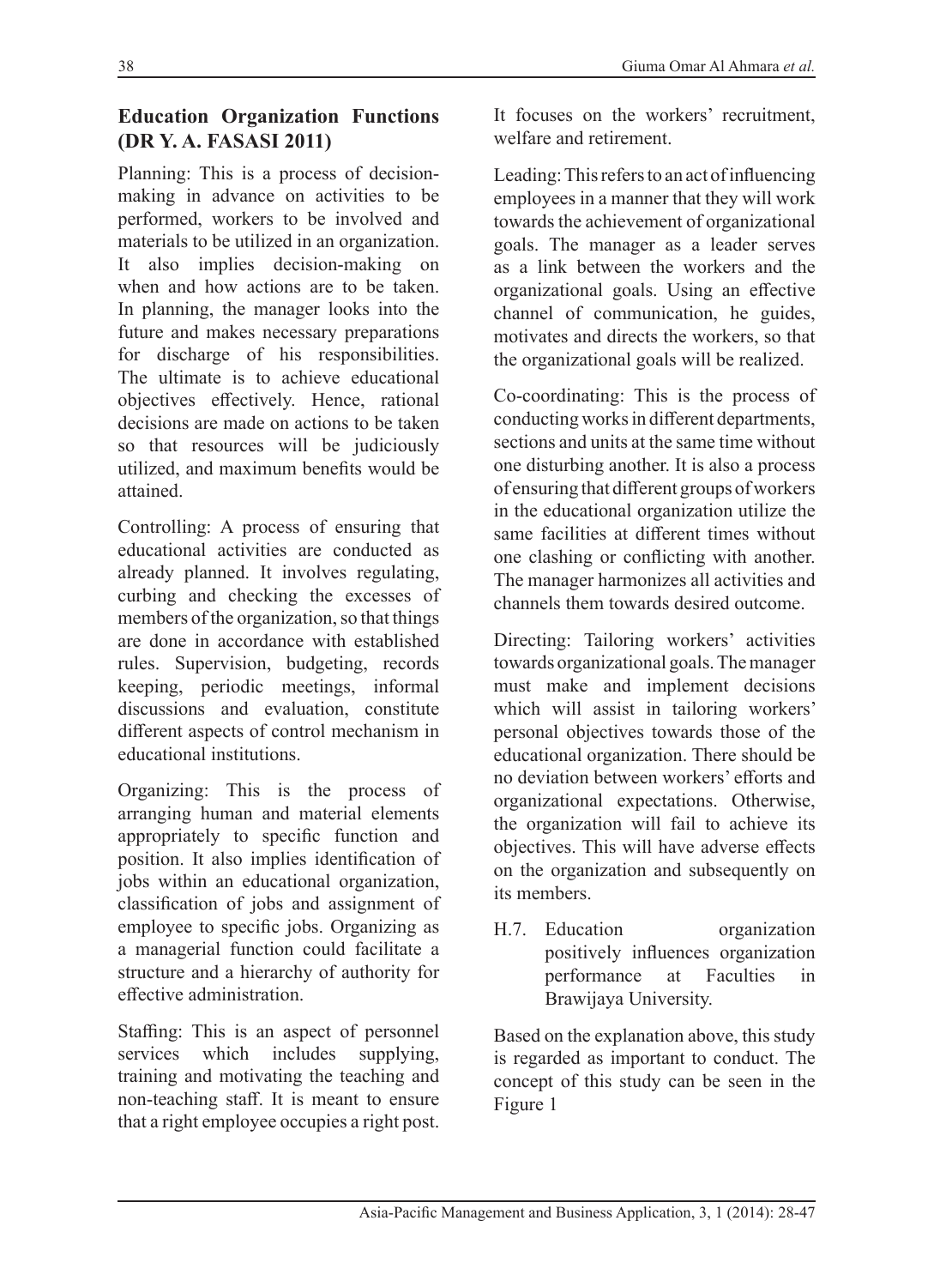### Education Organization Functions (DR Y. A. FASASI 2011)

Planning: This is a process of decision-making in advance on activities to be performed, workers to be involved and materials to be utilized in an organization. It also implies decision-making on when and how actions are to be taken. In planning, the manager looks into the future and makes necessary preparations for discharge of his responsibilities. The ultimate is to achieve educational objectives effectively. Hence, rational decisions are made on actions to be taken so that resources will be judiciously utilized, and maximum benefits would be attained.

Controlling: A process of ensuring that educational activities are conducted as already planned. It involves regulating, curbing and checking the excesses of members of the organization, so that things are done in accordance with established rules. Supervision, budgeting, records keeping, periodic meetings, informal discussions and evaluation, constitute different aspects of control mechanism in educational institutions.

Organizing: This is the process of arranging human and material elements appropriately to specific function and position. It also implies identification of jobs within an educational organization, classification of jobs and assignment of employee to specific jobs. Organizing as a managerial function could facilitate a structure and a hierarchy of authority for effective administration.

Staffing: This is an aspect of personnel services which includes supplying, training and motivating the teaching and non-teaching staff. It is meant to ensure that a right employee occupies a right post. It focuses on the workers' recruitment, welfare and retirement.

Leading: This refers to an act of influencing employees in a manner that they will work towards the achievement of organizational goals. The manager as a leader serves as a link between the workers and the organizational goals. Using an effective channel of communication, he guides, motivates and directs the workers, so that the organizational goals will be realized.

Co-coordinating: This is the process of conducting works in different departments, sections and units at the same time without one disturbing another. It is also a process of ensuring that different groups of workers in the educational organization utilize the same facilities at different times without one clashing or conflicting with another. The manager harmonizes all activities and channels them towards desired outcome.

Directing: Tailoring workers' activities towards organizational goals. The manager must make and implement decisions which will assist in tailoring workers' personal objectives towards those of the educational organization. There should be no deviation between workers' efforts and organizational expectations. Otherwise, the organization will fail to achieve its objectives. This will have adverse effects on the organization and subsequently on its members.

H.7. Education organization positively influences organization performance at Faculties in Brawijaya University.

Based on the explanation above, this study is regarded as important to conduct. The concept of this study can be seen in the Figure 1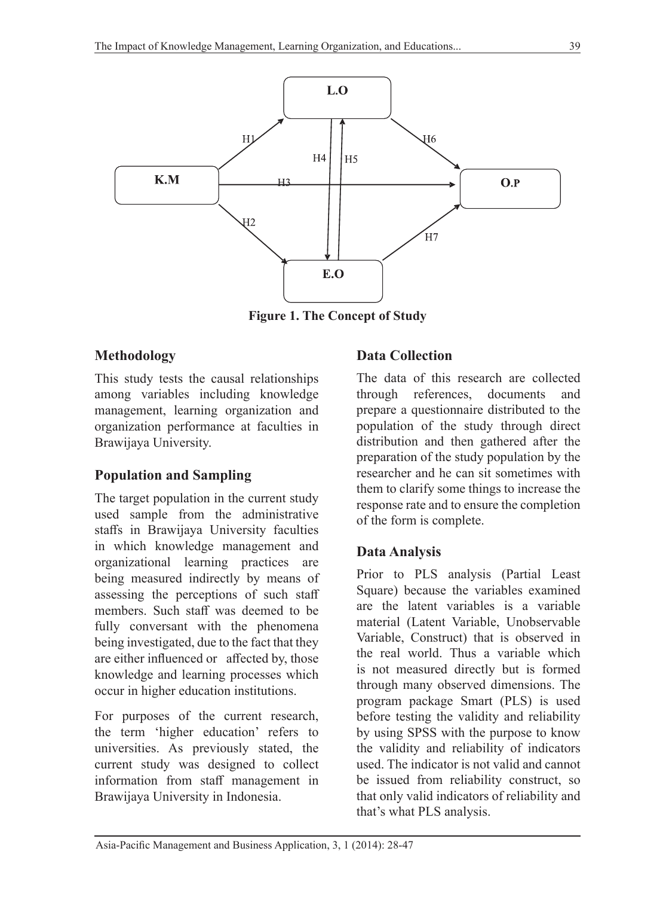Figure 1. The Concept of Study

## Methodology

This study tests the causal relationships among variables including knowledge management, learning organization and organization performance at faculties in Brawijaya University.

## Population and Sampling

The target population in the current study used sample from the administrative staffs in Brawijaya University faculties in which knowledge management and organizational learning practices are being measured indirectly by means of assessing the perceptions of such staff members. Such staff was deemed to be fully conversant with the phenomena being investigated, due to the fact that they are either influenced or affected by, those knowledge and learning processes which occur in higher education institutions.

For purposes of the current research, the term 'higher education' refers to universities. As previously stated, the current study was designed to collect information from staff management in Brawijaya University in Indonesia.

## Data Collection

The data of this research are collected through references, documents and prepare a questionnaire distributed to the population of the study through direct distribution and then gathered after the preparation of the study population by the researcher and he can sit sometimes with them to clarify some things to increase the response rate and to ensure the completion of the form is complete.

## Data Analysis

Prior to PLS analysis (Partial Least Square) because the variables examined are the latent variables is a variable material (Latent Variable, Unobservable Variable, Construct) that is observed in the real world. Thus a variable which is not measured directly but is formed through many observed dimensions. The program package Smart (PLS) is used before testing the validity and reliability by using SPSS with the purpose to know the validity and reliability of indicators used. The indicator is not valid and cannot be issued from reliability construct, so that only valid indicators of reliability and that's what PLS analysis.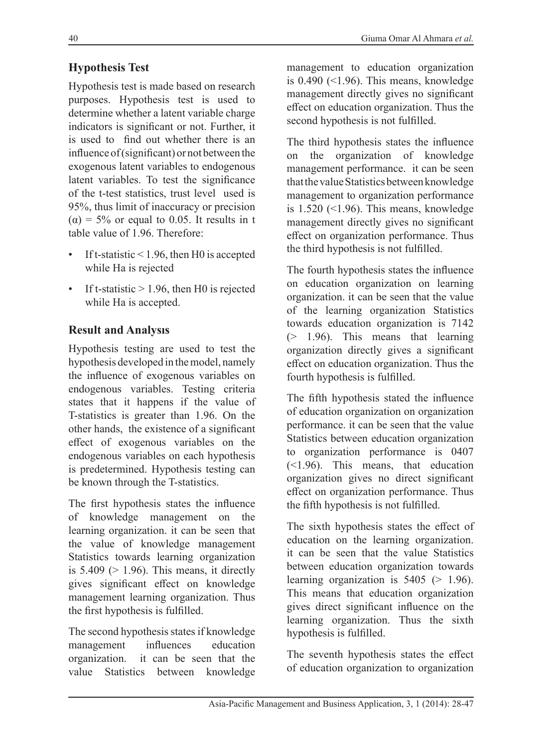## Hypothesis Test

Hypothesis test is made based on research purposes. Hypothesis test is used to determine whether a latent variable charge indicators is significant or not. Further, it is used to find out whether there is an influence of (significant) or not between the exogenous latent variables to endogenous latent variables. To test the significance of the t-test statistics, trust level used is 95%, thus limit of inaccuracy or precision ($\alpha$) = 5% or equal to 0.05. It results in t table value of 1.96. Therefore:

- If t-statistic < 1.96, then H0 is accepted while Ha is rejected
- If t-statistic > 1.96, then H0 is rejected while Ha is accepted.

## Result and Analysıs

Hypothesis testing are used to test the hypothesis developed in the model, namely the influence of exogenous variables on endogenous variables. Testing criteria states that it happens if the value of T-statistics is greater than 1.96. On the other hands, the existence of a significant effect of exogenous variables on the endogenous variables on each hypothesis is predetermined. Hypothesis testing can be known through the T-statistics.

The first hypothesis states the influence of knowledge management on the learning organization. it can be seen that the value of knowledge management Statistics towards learning organization is 5.409 (> 1.96). This means, it directly gives significant effect on knowledge management learning organization. Thus the first hypothesis is fulfilled.

The second hypothesis states if knowledge management influences education organization. it can be seen that the value Statistics between knowledge management to education organization is 0.490 (<1.96). This means, knowledge management directly gives no significant effect on education organization. Thus the second hypothesis is not fulfilled.

The third hypothesis states the influence on the organization of knowledge management performance. it can be seen that the value Statistics between knowledge management to organization performance is 1.520 (<1.96). This means, knowledge management directly gives no significant effect on organization performance. Thus the third hypothesis is not fulfilled.

The fourth hypothesis states the influence on education organization on learning organization. it can be seen that the value of the learning organization Statistics towards education organization is 7142 (> 1.96). This means that learning organization directly gives a significant effect on education organization. Thus the fourth hypothesis is fulfilled.

The fifth hypothesis stated the influence of education organization on organization performance. it can be seen that the value Statistics between education organization to organization performance is 0407 (<1.96). This means, that education organization gives no direct significant effect on organization performance. Thus the fifth hypothesis is not fulfilled.

The sixth hypothesis states the effect of education on the learning organization. it can be seen that the value Statistics between education organization towards learning organization is 5405 (> 1.96). This means that education organization gives direct significant influence on the learning organization. Thus the sixth hypothesis is fulfilled.

The seventh hypothesis states the effect of education organization to organization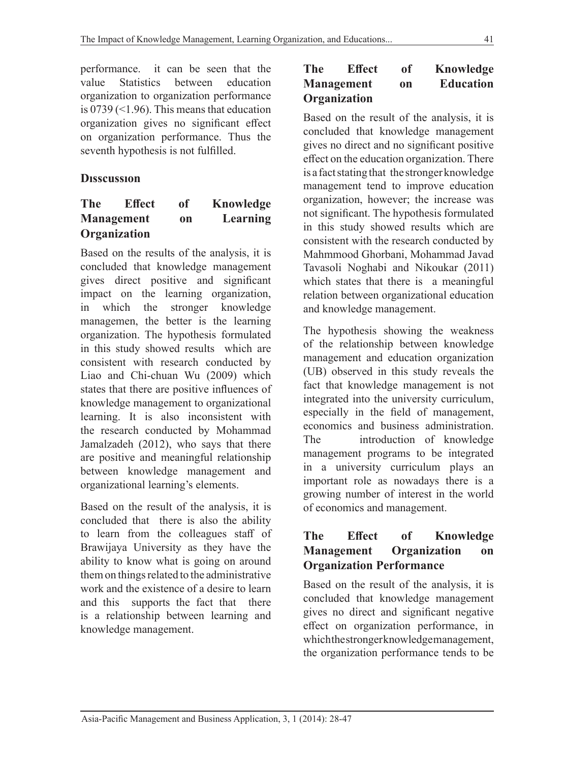performance. it can be seen that the value Statistics between education organization to organization performance is 0739 (<1.96). This means that education organization gives no significant effect on organization performance. Thus the seventh hypothesis is not fulfilled.

## Dısscussıon

### The Effect of Knowledge Management on Learning Organization

Based on the results of the analysis, it is concluded that knowledge management gives direct positive and significant impact on the learning organization, in which the stronger knowledge managemen, the better is the learning organization. The hypothesis formulated in this study showed results which are consistent with research conducted by Liao and Chi-chuan Wu (2009) which states that there are positive influences of knowledge management to organizational learning. It is also inconsistent with the research conducted by Mohammad Jamalzadeh (2012), who says that there are positive and meaningful relationship between knowledge management and organizational learning's elements.

Based on the result of the analysis, it is concluded that there is also the ability to learn from the colleagues staff of Brawijaya University as they have the ability to know what is going on around them on things related to the administrative work and the existence of a desire to learn and this supports the fact that there is a relationship between learning and knowledge management.

### The Effect of Knowledge Management on Education Organization

Based on the result of the analysis, it is concluded that knowledge management gives no direct and no significant positive effect on the education organization. There is a fact stating that the stronger knowledge management tend to improve education organization, however; the increase was not significant. The hypothesis formulated in this study showed results which are consistent with the research conducted by Mahmmood Ghorbani, Mohammad Javad Tavasoli Noghabi and Nikoukar (2011) which states that there is a meaningful relation between organizational education and knowledge management.

The hypothesis showing the weakness of the relationship between knowledge management and education organization (UB) observed in this study reveals the fact that knowledge management is not integrated into the university curriculum, especially in the field of management, economics and business administration. The introduction of knowledge management programs to be integrated in a university curriculum plays an important role as nowadays there is a growing number of interest in the world of economics and management.

### The Effect of Knowledge Management Organization on Organization Performance

Based on the result of the analysis, it is concluded that knowledge management gives no direct and significant negative effect on organization performance, in which the stronger knowledge management, the organization performance tends to be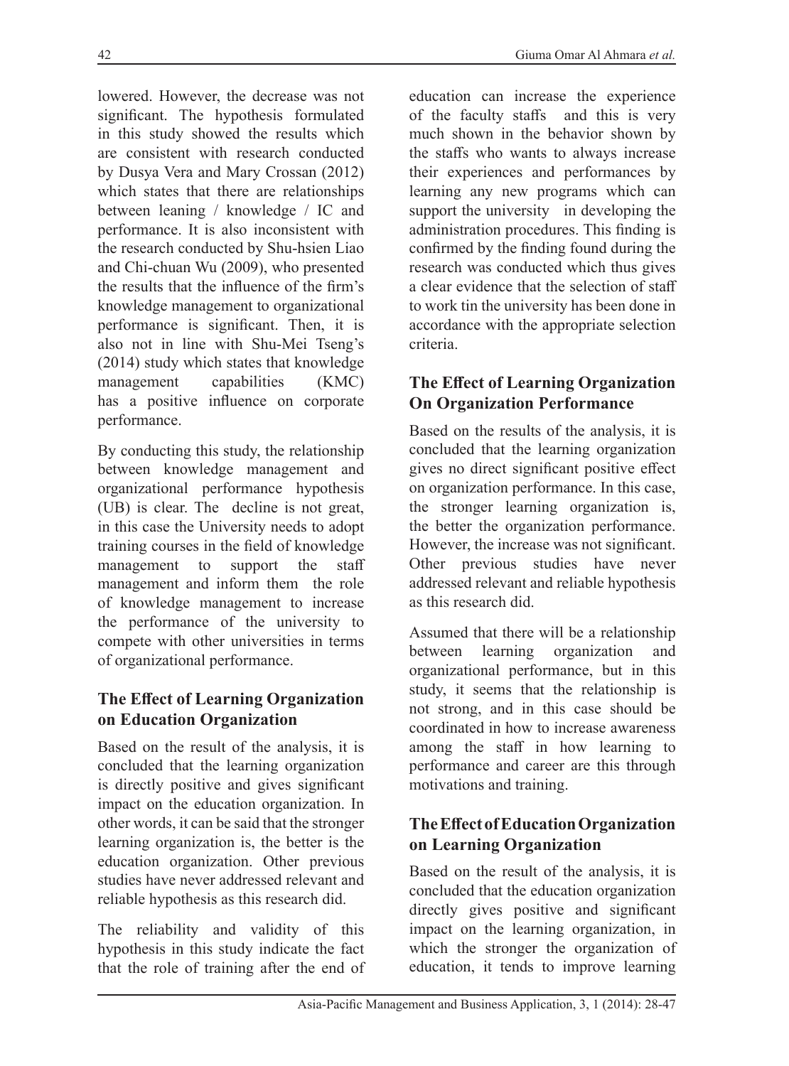lowered. However, the decrease was not significant. The hypothesis formulated in this study showed the results which are consistent with research conducted by Dusya Vera and Mary Crossan (2012) which states that there are relationships between leaning / knowledge / IC and performance. It is also inconsistent with the research conducted by Shu-hsien Liao and Chi-chuan Wu (2009), who presented the results that the influence of the firm's knowledge management to organizational performance is significant. Then, it is also not in line with Shu-Mei Tseng's (2014) study which states that knowledge management capabilities (KMC) has a positive influence on corporate performance.

By conducting this study, the relationship between knowledge management and organizational performance hypothesis (UB) is clear. The decline is not great, in this case the University needs to adopt training courses in the field of knowledge management to support the staff management and inform them the role of knowledge management to increase the performance of the university to compete with other universities in terms of organizational performance.

### The Effect of Learning Organization on Education Organization

Based on the result of the analysis, it is concluded that the learning organization is directly positive and gives significant impact on the education organization. In other words, it can be said that the stronger learning organization is, the better is the education organization. Other previous studies have never addressed relevant and reliable hypothesis as this research did.

The reliability and validity of this hypothesis in this study indicate the fact that the role of training after the end of education can increase the experience of the faculty staffs and this is very much shown in the behavior shown by the staffs who wants to always increase their experiences and performances by learning any new programs which can support the university in developing the administration procedures. This finding is confirmed by the finding found during the research was conducted which thus gives a clear evidence that the selection of staff to work tin the university has been done in accordance with the appropriate selection criteria.

### The Effect of Learning Organization On Organization Performance

Based on the results of the analysis, it is concluded that the learning organization gives no direct significant positive effect on organization performance. In this case, the stronger learning organization is, the better the organization performance. However, the increase was not significant. Other previous studies have never addressed relevant and reliable hypothesis as this research did.

Assumed that there will be a relationship between learning organization and organizational performance, but in this study, it seems that the relationship is not strong, and in this case should be coordinated in how to increase awareness among the staff in how learning to performance and career are this through motivations and training.

### The Effect of Education Organization on Learning Organization

Based on the result of the analysis, it is concluded that the education organization directly gives positive and significant impact on the learning organization, in which the stronger the organization of education, it tends to improve learning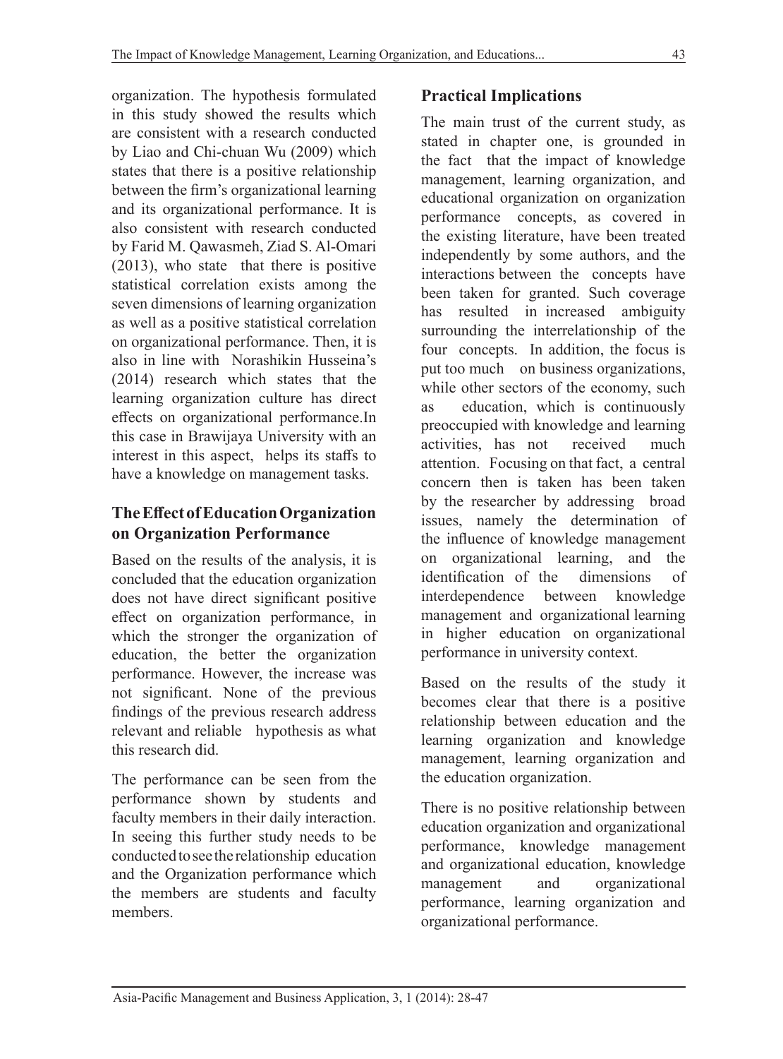organization. The hypothesis formulated in this study showed the results which are consistent with a research conducted by Liao and Chi-chuan Wu (2009) which states that there is a positive relationship between the firm's organizational learning and its organizational performance. It is also consistent with research conducted by Farid M. Qawasmeh, Ziad S. Al-Omari (2013), who state that there is positive statistical correlation exists among the seven dimensions of learning organization as well as a positive statistical correlation on organizational performance. Then, it is also in line with Norashikin Husseina's (2014) research which states that the learning organization culture has direct effects on organizational performance.In this case in Brawijaya University with an interest in this aspect, helps its staffs to have a knowledge on management tasks.

### The Effect of Education Organization on Organization Performance

Based on the results of the analysis, it is concluded that the education organization does not have direct significant positive effect on organization performance, in which the stronger the organization of education, the better the organization performance. However, the increase was not significant. None of the previous findings of the previous research address relevant and reliable hypothesis as what this research did.

The performance can be seen from the performance shown by students and faculty members in their daily interaction. In seeing this further study needs to be conducted to see the relationship education and the Organization performance which the members are students and faculty members.

## Practical Implications

The main trust of the current study, as stated in chapter one, is grounded in the fact that the impact of knowledge management, learning organization, and educational organization on organization performance concepts, as covered in the existing literature, have been treated independently by some authors, and the interactions between the concepts have been taken for granted. Such coverage has resulted in increased ambiguity surrounding the interrelationship of the four concepts. In addition, the focus is put too much on business organizations, while other sectors of the economy, such as education, which is continuously preoccupied with knowledge and learning activities, has not received much attention. Focusing on that fact, a central concern then is taken has been taken by the researcher by addressing broad issues, namely the determination of the influence of knowledge management on organizational learning, and the identification of the dimensions of interdependence between knowledge management and organizational learning in higher education on organizational performance in university context.

Based on the results of the study it becomes clear that there is a positive relationship between education and the learning organization and knowledge management, learning organization and the education organization.

There is no positive relationship between education organization and organizational performance, knowledge management and organizational education, knowledge management and organizational performance, learning organization and organizational performance.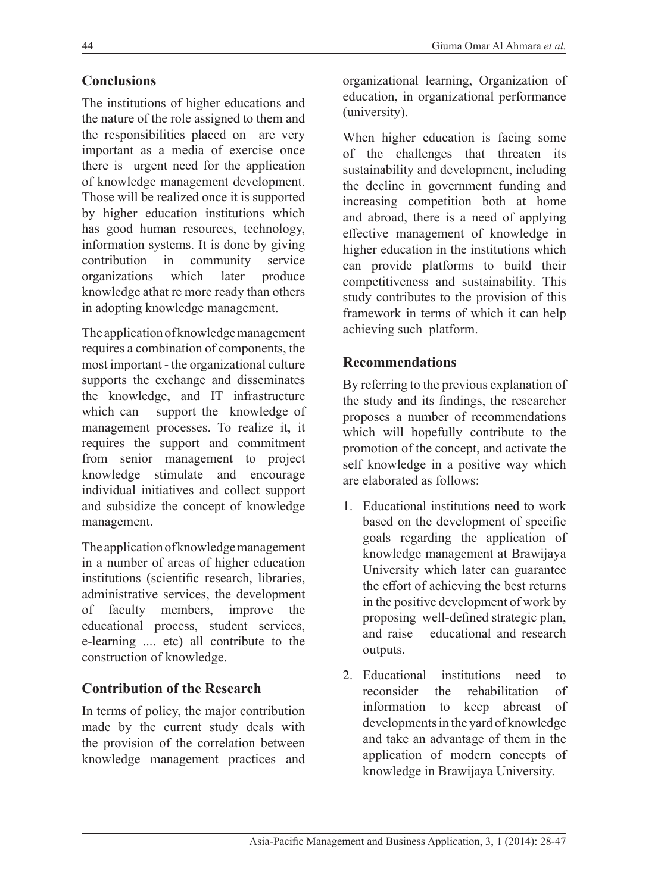## Conclusions

The institutions of higher educations and the nature of the role assigned to them and the responsibilities placed on are very important as a media of exercise once there is urgent need for the application of knowledge management development. Those will be realized once it is supported by higher education institutions which has good human resources, technology, information systems. It is done by giving contribution in community service organizations which later produce knowledge athat re more ready than others in adopting knowledge management.

The application of knowledge management requires a combination of components, the most important - the organizational culture supports the exchange and disseminates the knowledge, and IT infrastructure which can support the knowledge of management processes. To realize it, it requires the support and commitment from senior management to project knowledge stimulate and encourage individual initiatives and collect support and subsidize the concept of knowledge management.

The application of knowledge management in a number of areas of higher education institutions (scientific research, libraries, administrative services, the development of faculty members, improve the educational process, student services, e-learning .... etc) all contribute to the construction of knowledge.

## Contribution of the Research

In terms of policy, the major contribution made by the current study deals with the provision of the correlation between knowledge management practices and organizational learning, Organization of education, in organizational performance (university).

When higher education is facing some of the challenges that threaten its sustainability and development, including the decline in government funding and increasing competition both at home and abroad, there is a need of applying effective management of knowledge in higher education in the institutions which can provide platforms to build their competitiveness and sustainability. This study contributes to the provision of this framework in terms of which it can help achieving such platform.

## Recommendations

By referring to the previous explanation of the study and its findings, the researcher proposes a number of recommendations which will hopefully contribute to the promotion of the concept, and activate the self knowledge in a positive way which are elaborated as follows:

1. Educational institutions need to work based on the development of specific goals regarding the application of knowledge management at Brawijaya University which later can guarantee the effort of achieving the best returns in the positive development of work by proposing well-defined strategic plan, and raise educational and research outputs.
2. Educational institutions need to reconsider the rehabilitation of information to keep abreast of developments in the yard of knowledge and take an advantage of them in the application of modern concepts of knowledge in Brawijaya University.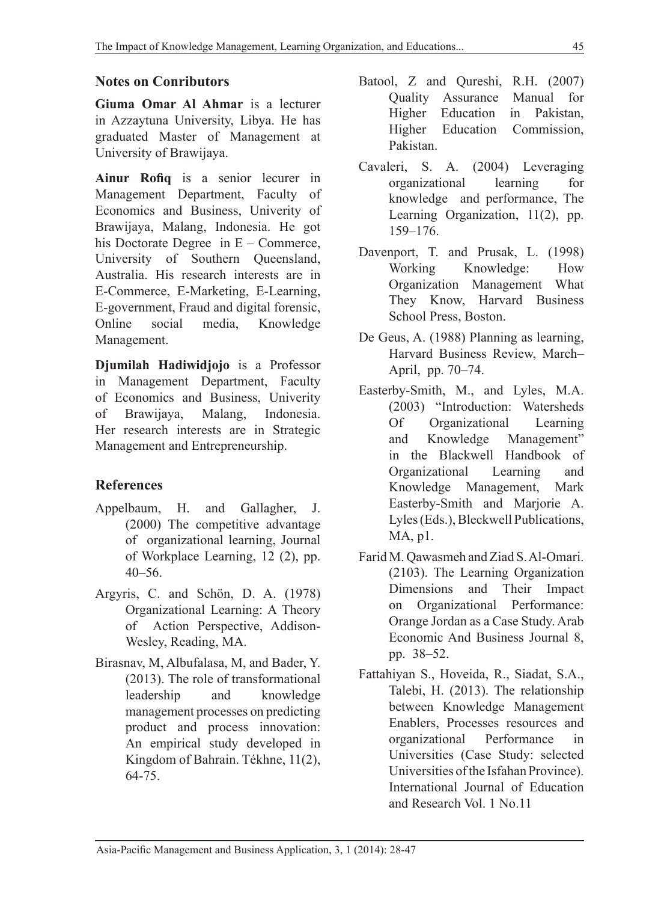## Notes on Conributors

**Giuma Omar Al Ahmar** is a lecturer in Azzaytuna University, Libya. He has graduated Master of Management at University of Brawijaya.

**Ainur Rofiq** is a senior lecurer in Management Department, Faculty of Economics and Business, Univerity of Brawijaya, Malang, Indonesia. He got his Doctorate Degree in E – Commerce, University of Southern Queensland, Australia. His research interests are in E-Commerce, E-Marketing, E-Learning, E-government, Fraud and digital forensic, Online social media, Knowledge Management.

**Djumilah Hadiwidjojo** is a Professor in Management Department, Faculty of Economics and Business, Univerity of Brawijaya, Malang, Indonesia. Her research interests are in Strategic Management and Entrepreneurship.

## References

Appelbaum, H. and Gallagher, J. (2000) The competitive advantage of organizational learning, Journal of Workplace Learning, 12 (2), pp. 40–56.

Argyris, C. and Schön, D. A. (1978) Organizational Learning: A Theory of Action Perspective, Addison-Wesley, Reading, MA.

Birasnav, M, Albufalasa, M, and Bader, Y. (2013). The role of transformational leadership and knowledge management processes on predicting product and process innovation: An empirical study developed in Kingdom of Bahrain. Tékhne, 11(2), 64-75.

Batool, Z and Qureshi, R.H. (2007) Quality Assurance Manual for Higher Education in Pakistan, Higher Education Commission, Pakistan.

Cavaleri, S. A. (2004) Leveraging organizational learning for knowledge and performance, The Learning Organization, 11(2), pp. 159–176.

Davenport, T. and Prusak, L. (1998) Working Knowledge: How Organization Management What They Know, Harvard Business School Press, Boston.

De Geus, A. (1988) Planning as learning, Harvard Business Review, March–April, pp. 70–74.

Easterby-Smith, M., and Lyles, M.A. (2003) "Introduction: Watersheds Of Organizational Learning and Knowledge Management" in the Blackwell Handbook of Organizational Learning and Knowledge Management, Mark Easterby-Smith and Marjorie A. Lyles (Eds.), Bleckwell Publications, MA, p1.

Farid M. Qawasmeh and Ziad S. Al-Omari. (2103). The Learning Organization Dimensions and Their Impact on Organizational Performance: Orange Jordan as a Case Study. Arab Economic And Business Journal 8, pp. 38–52.

Fattahiyan S., Hoveida, R., Siadat, S.A., Talebi, H. (2013). The relationship between Knowledge Management Enablers, Processes resources and organizational Performance in Universities (Case Study: selected Universities of the Isfahan Province). International Journal of Education and Research Vol. 1 No.11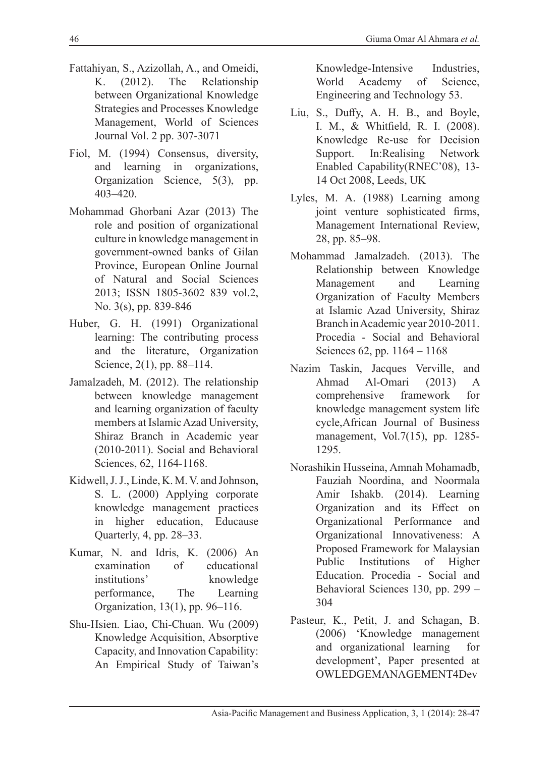Fattahiyan, S., Azizollah, A., and Omeidi, K. (2012). The Relationship between Organizational Knowledge Strategies and Processes Knowledge Management, World of Sciences Journal Vol. 2 pp. 307-3071

Fiol, M. (1994) Consensus, diversity, and learning in organizations, Organization Science, 5(3), pp. 403–420.

Mohammad Ghorbani Azar (2013) The role and position of organizational culture in knowledge management in government-owned banks of Gilan Province, European Online Journal of Natural and Social Sciences 2013; ISSN 1805-3602 839 vol.2, No. 3(s), pp. 839-846

Huber, G. H. (1991) Organizational learning: The contributing process and the literature, Organization Science, 2(1), pp. 88–114.

Jamalzadeh, M. (2012). The relationship between knowledge management and learning organization of faculty members at Islamic Azad University, Shiraz Branch in Academic year (2010-2011). Social and Behavioral Sciences, 62, 1164-1168.

Kidwell, J. J., Linde, K. M. V. and Johnson, S. L. (2000) Applying corporate knowledge management practices in higher education, Educause Quarterly, 4, pp. 28–33.

Kumar, N. and Idris, K. (2006) An examination of educational institutions' knowledge performance, The Learning Organization, 13(1), pp. 96–116.

Shu-Hsien. Liao, Chi-Chuan. Wu (2009) Knowledge Acquisition, Absorptive Capacity, and Innovation Capability: An Empirical Study of Taiwan's Knowledge-Intensive Industries, World Academy of Science, Engineering and Technology 53.

Liu, S., Duffy, A. H. B., and Boyle, I. M., & Whitfield, R. I. (2008). Knowledge Re-use for Decision Support. In:Realising Network Enabled Capability(RNEC'08), 13-14 Oct 2008, Leeds, UK

Lyles, M. A. (1988) Learning among joint venture sophisticated firms, Management International Review, 28, pp. 85–98.

Mohammad Jamalzadeh. (2013). The Relationship between Knowledge Management and Learning Organization of Faculty Members at Islamic Azad University, Shiraz Branch in Academic year 2010-2011. Procedia - Social and Behavioral Sciences 62, pp. 1164 – 1168

Nazim Taskin, Jacques Verville, and Ahmad Al-Omari (2013) A comprehensive framework for knowledge management system life cycle,African Journal of Business management, Vol.7(15), pp. 1285-1295.

Norashikin Husseina, Amnah Mohamadb, Fauziah Noordina, and Noormala Amir Ishakb. (2014). Learning Organization and its Effect on Organizational Performance and Organizational Innovativeness: A Proposed Framework for Malaysian Public Institutions of Higher Education. Procedia - Social and Behavioral Sciences 130, pp. 299 – 304

Pasteur, K., Petit, J. and Schagan, B. (2006) 'Knowledge management and organizational learning for development', Paper presented at OWLEDGEMANAGEMENT4Dev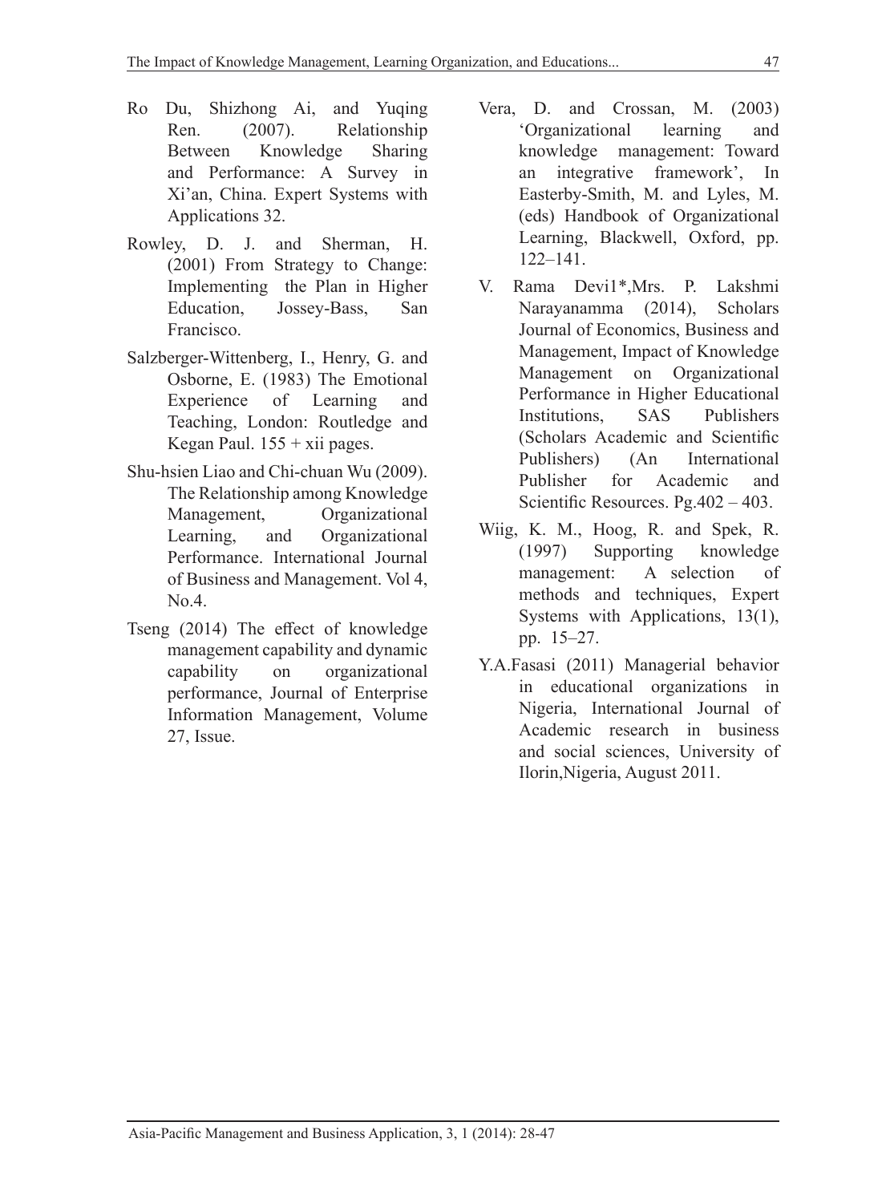Ro Du, Shizhong Ai, and Yuqing Ren. (2007). Relationship Between Knowledge Sharing and Performance: A Survey in Xi'an, China. Expert Systems with Applications 32.

Rowley, D. J. and Sherman, H. (2001) From Strategy to Change: Implementing the Plan in Higher Education, Jossey-Bass, San Francisco.

Salzberger-Wittenberg, I., Henry, G. and Osborne, E. (1983) The Emotional Experience of Learning and Teaching, London: Routledge and Kegan Paul. 155 + xii pages.

Shu-hsien Liao and Chi-chuan Wu (2009). The Relationship among Knowledge Management, Organizational Learning, and Organizational Performance. International Journal of Business and Management. Vol 4, No.4.

Tseng (2014) The effect of knowledge management capability and dynamic capability on organizational performance, Journal of Enterprise Information Management, Volume 27, Issue.

Vera, D. and Crossan, M. (2003) 'Organizational learning and knowledge management: Toward an integrative framework', In Easterby-Smith, M. and Lyles, M. (eds) Handbook of Organizational Learning, Blackwell, Oxford, pp. 122–141.

V. Rama Devi1*,Mrs. P. Lakshmi Narayanamma (2014), Scholars Journal of Economics, Business and Management, Impact of Knowledge Management on Organizational Performance in Higher Educational Institutions, SAS Publishers (Scholars Academic and Scientific Publishers) (An International Publisher for Academic and Scientific Resources. Pg.402 – 403.

Wiig, K. M., Hoog, R. and Spek, R. (1997) Supporting knowledge management: A selection of methods and techniques, Expert Systems with Applications, 13(1), pp. 15–27.

Y.A.Fasasi (2011) Managerial behavior in educational organizations in Nigeria, International Journal of Academic research in business and social sciences, University of Ilorin,Nigeria, August 2011.